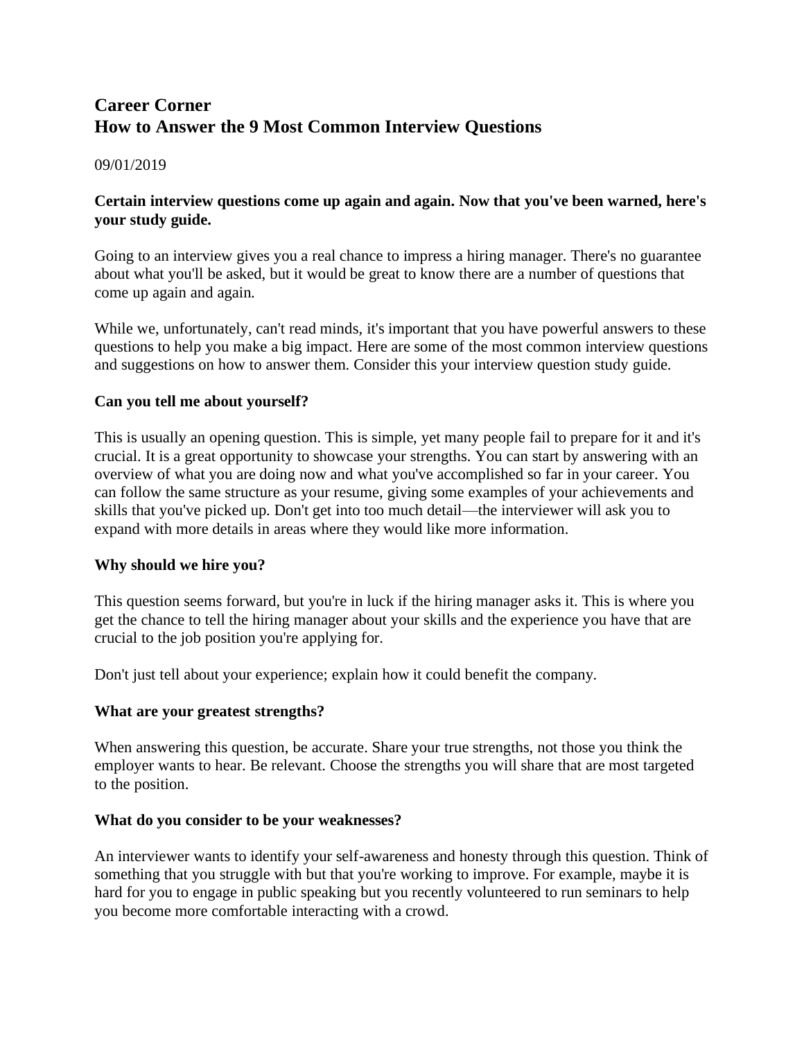# Career Corner
# How to Answer the 9 Most Common Interview Questions

09/01/2019

**Certain interview questions come up again and again. Now that you've been warned, here's your study guide.**

Going to an interview gives you a real chance to impress a hiring manager. There's no guarantee about what you'll be asked, but it would be great to know there are a number of questions that come up again and again.

While we, unfortunately, can't read minds, it's important that you have powerful answers to these questions to help you make a big impact. Here are some of the most common interview questions and suggestions on how to answer them. Consider this your interview question study guide.

## Can you tell me about yourself?

This is usually an opening question. This is simple, yet many people fail to prepare for it and it's crucial. It is a great opportunity to showcase your strengths. You can start by answering with an overview of what you are doing now and what you've accomplished so far in your career. You can follow the same structure as your resume, giving some examples of your achievements and skills that you've picked up. Don't get into too much detail—the interviewer will ask you to expand with more details in areas where they would like more information.

## Why should we hire you?

This question seems forward, but you're in luck if the hiring manager asks it. This is where you get the chance to tell the hiring manager about your skills and the experience you have that are crucial to the job position you're applying for.

Don't just tell about your experience; explain how it could benefit the company.

## What are your greatest strengths?

When answering this question, be accurate. Share your true strengths, not those you think the employer wants to hear. Be relevant. Choose the strengths you will share that are most targeted to the position.

## What do you consider to be your weaknesses?

An interviewer wants to identify your self-awareness and honesty through this question. Think of something that you struggle with but that you're working to improve. For example, maybe it is hard for you to engage in public speaking but you recently volunteered to run seminars to help you become more comfortable interacting with a crowd.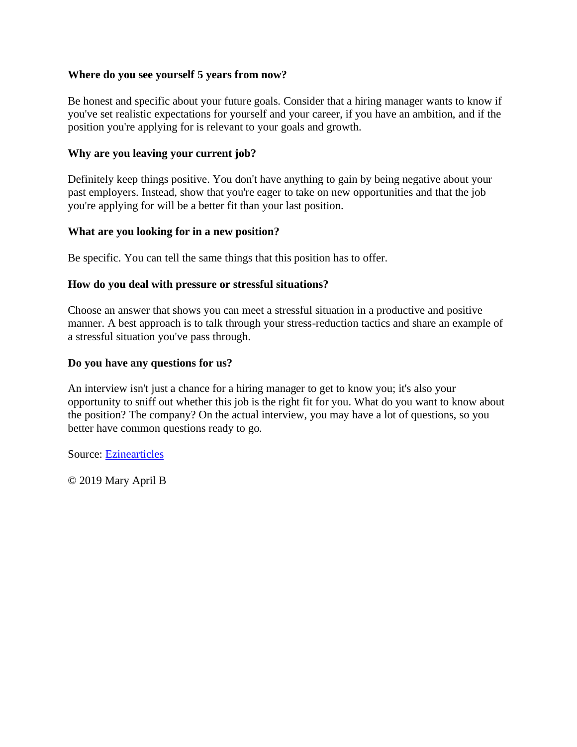**Where do you see yourself 5 years from now?**

Be honest and specific about your future goals. Consider that a hiring manager wants to know if you've set realistic expectations for yourself and your career, if you have an ambition, and if the position you're applying for is relevant to your goals and growth.

**Why are you leaving your current job?**

Definitely keep things positive. You don't have anything to gain by being negative about your past employers. Instead, show that you're eager to take on new opportunities and that the job you're applying for will be a better fit than your last position.

**What are you looking for in a new position?**

Be specific. You can tell the same things that this position has to offer.

**How do you deal with pressure or stressful situations?**

Choose an answer that shows you can meet a stressful situation in a productive and positive manner. A best approach is to talk through your stress-reduction tactics and share an example of a stressful situation you've pass through.

**Do you have any questions for us?**

An interview isn't just a chance for a hiring manager to get to know you; it's also your opportunity to sniff out whether this job is the right fit for you. What do you want to know about the position? The company? On the actual interview, you may have a lot of questions, so you better have common questions ready to go.

Source: [Ezinearticles]

© 2019 Mary April B